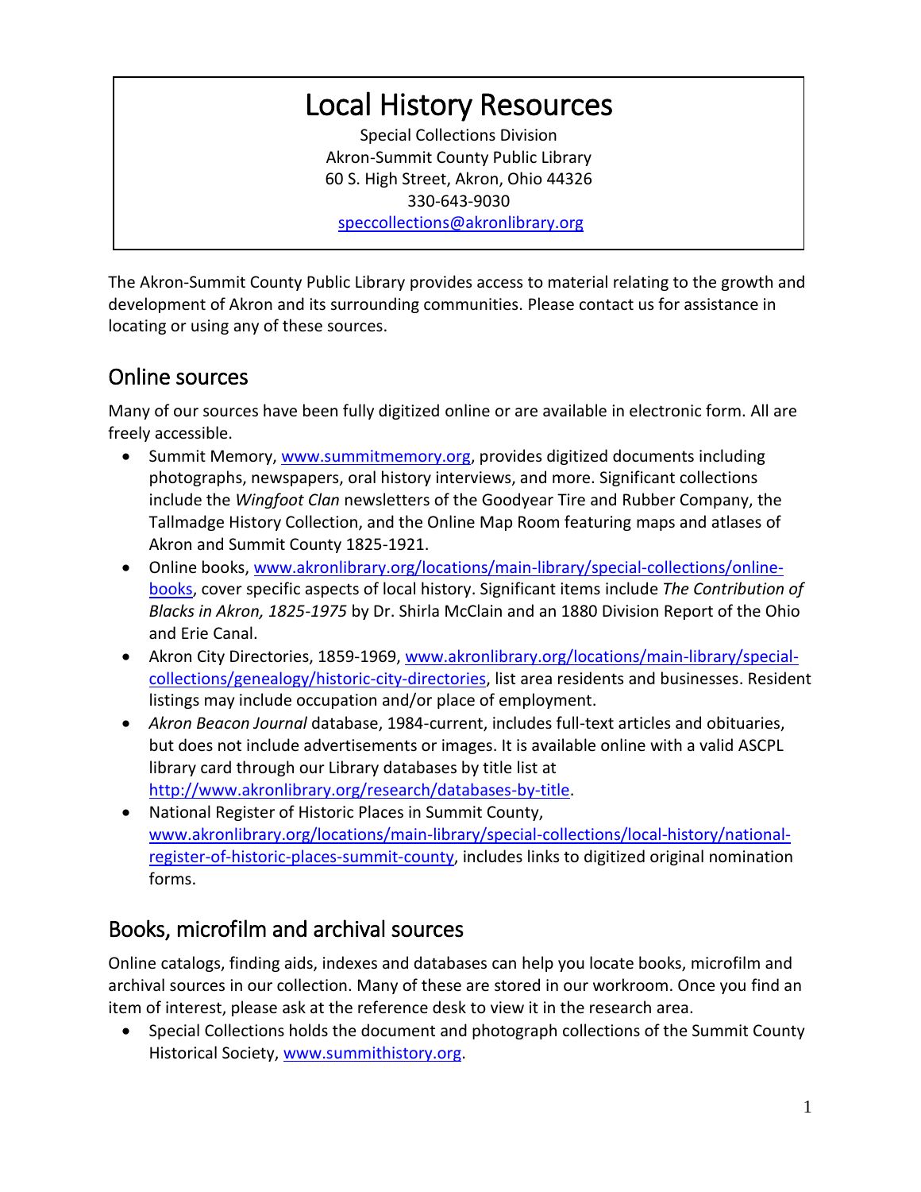# Local History Resources

Special Collections Division
Akron-Summit County Public Library
60 S. High Street, Akron, Ohio 44326
330-643-9030
speccollections@akronlibrary.org

The Akron-Summit County Public Library provides access to material relating to the growth and development of Akron and its surrounding communities. Please contact us for assistance in locating or using any of these sources.

## Online sources

Many of our sources have been fully digitized online or are available in electronic form. All are freely accessible.

- Summit Memory, www.summitmemory.org, provides digitized documents including photographs, newspapers, oral history interviews, and more. Significant collections include the *Wingfoot Clan* newsletters of the Goodyear Tire and Rubber Company, the Tallmadge History Collection, and the Online Map Room featuring maps and atlases of Akron and Summit County 1825-1921.
- Online books, www.akronlibrary.org/locations/main-library/special-collections/online-books, cover specific aspects of local history. Significant items include *The Contribution of Blacks in Akron, 1825-1975* by Dr. Shirla McClain and an 1880 Division Report of the Ohio and Erie Canal.
- Akron City Directories, 1859-1969, www.akronlibrary.org/locations/main-library/special-collections/genealogy/historic-city-directories, list area residents and businesses. Resident listings may include occupation and/or place of employment.
- *Akron Beacon Journal* database, 1984-current, includes full-text articles and obituaries, but does not include advertisements or images. It is available online with a valid ASCPL library card through our Library databases by title list at http://www.akronlibrary.org/research/databases-by-title.
- National Register of Historic Places in Summit County, www.akronlibrary.org/locations/main-library/special-collections/local-history/national-register-of-historic-places-summit-county, includes links to digitized original nomination forms.

## Books, microfilm and archival sources

Online catalogs, finding aids, indexes and databases can help you locate books, microfilm and archival sources in our collection. Many of these are stored in our workroom. Once you find an item of interest, please ask at the reference desk to view it in the research area.

- Special Collections holds the document and photograph collections of the Summit County Historical Society, www.summithistory.org.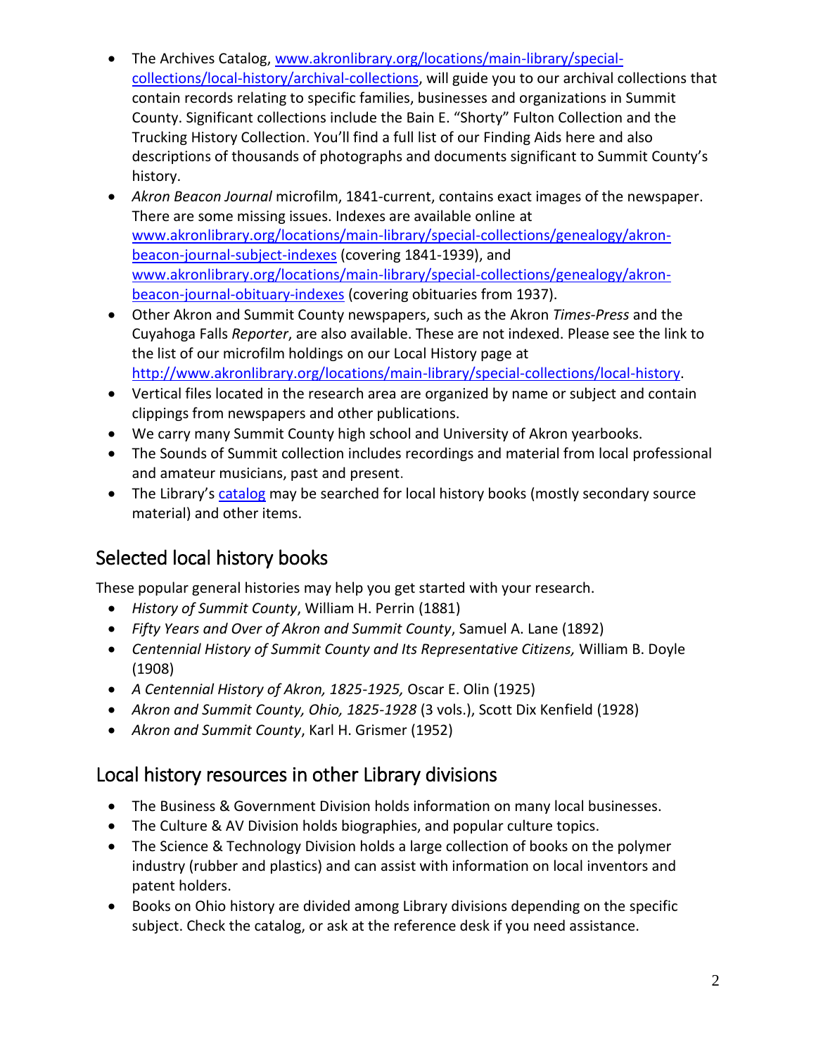- The Archives Catalog, [www.akronlibrary.org/locations/main-library/special-collections/local-history/archival-collections](www.akronlibrary.org/locations/main-library/special-collections/local-history/archival-collections), will guide you to our archival collections that contain records relating to specific families, businesses and organizations in Summit County. Significant collections include the Bain E. "Shorty" Fulton Collection and the Trucking History Collection. You'll find a full list of our Finding Aids here and also descriptions of thousands of photographs and documents significant to Summit County's history.
- *Akron Beacon Journal* microfilm, 1841-current, contains exact images of the newspaper. There are some missing issues. Indexes are available online at [www.akronlibrary.org/locations/main-library/special-collections/genealogy/akron-beacon-journal-subject-indexes](www.akronlibrary.org/locations/main-library/special-collections/genealogy/akron-beacon-journal-subject-indexes) (covering 1841-1939), and [www.akronlibrary.org/locations/main-library/special-collections/genealogy/akron-beacon-journal-obituary-indexes](www.akronlibrary.org/locations/main-library/special-collections/genealogy/akron-beacon-journal-obituary-indexes) (covering obituaries from 1937).
- Other Akron and Summit County newspapers, such as the Akron *Times-Press* and the Cuyahoga Falls *Reporter*, are also available. These are not indexed. Please see the link to the list of our microfilm holdings on our Local History page at [http://www.akronlibrary.org/locations/main-library/special-collections/local-history](http://www.akronlibrary.org/locations/main-library/special-collections/local-history).
- Vertical files located in the research area are organized by name or subject and contain clippings from newspapers and other publications.
- We carry many Summit County high school and University of Akron yearbooks.
- The Sounds of Summit collection includes recordings and material from local professional and amateur musicians, past and present.
- The Library's catalog may be searched for local history books (mostly secondary source material) and other items.

## Selected local history books

These popular general histories may help you get started with your research.

- *History of Summit County*, William H. Perrin (1881)
- *Fifty Years and Over of Akron and Summit County*, Samuel A. Lane (1892)
- *Centennial History of Summit County and Its Representative Citizens,* William B. Doyle (1908)
- *A Centennial History of Akron, 1825-1925,* Oscar E. Olin (1925)
- *Akron and Summit County, Ohio, 1825-1928* (3 vols.), Scott Dix Kenfield (1928)
- *Akron and Summit County*, Karl H. Grismer (1952)

## Local history resources in other Library divisions

- The Business & Government Division holds information on many local businesses.
- The Culture & AV Division holds biographies, and popular culture topics.
- The Science & Technology Division holds a large collection of books on the polymer industry (rubber and plastics) and can assist with information on local inventors and patent holders.
- Books on Ohio history are divided among Library divisions depending on the specific subject. Check the catalog, or ask at the reference desk if you need assistance.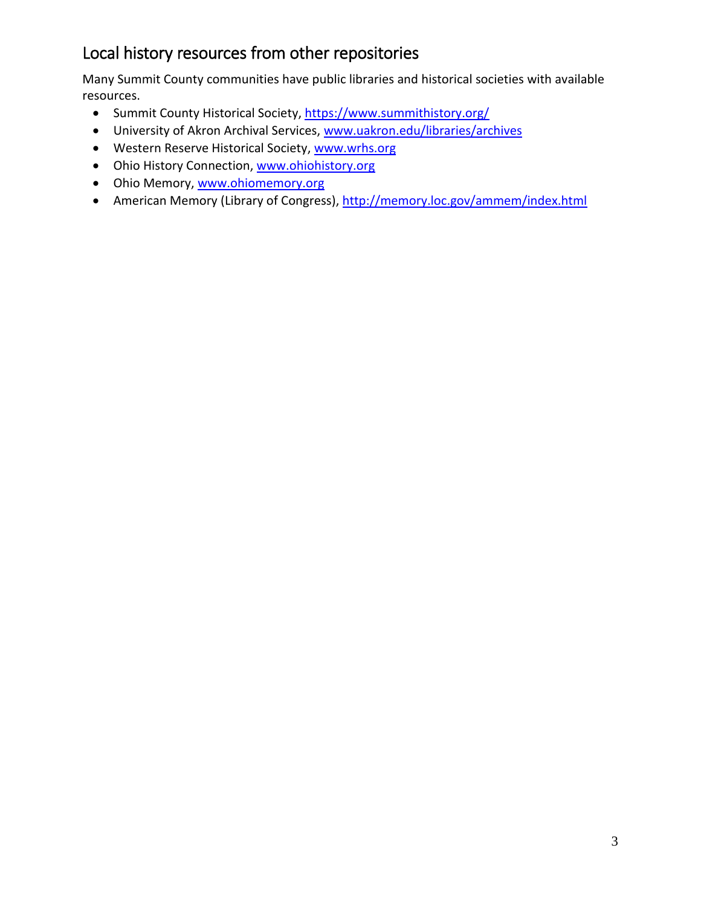## Local history resources from other repositories

Many Summit County communities have public libraries and historical societies with available resources.

- Summit County Historical Society, https://www.summithistory.org/
- University of Akron Archival Services, www.uakron.edu/libraries/archives
- Western Reserve Historical Society, www.wrhs.org
- Ohio History Connection, www.ohiohistory.org
- Ohio Memory, www.ohiomemory.org
- American Memory (Library of Congress), http://memory.loc.gov/ammem/index.html